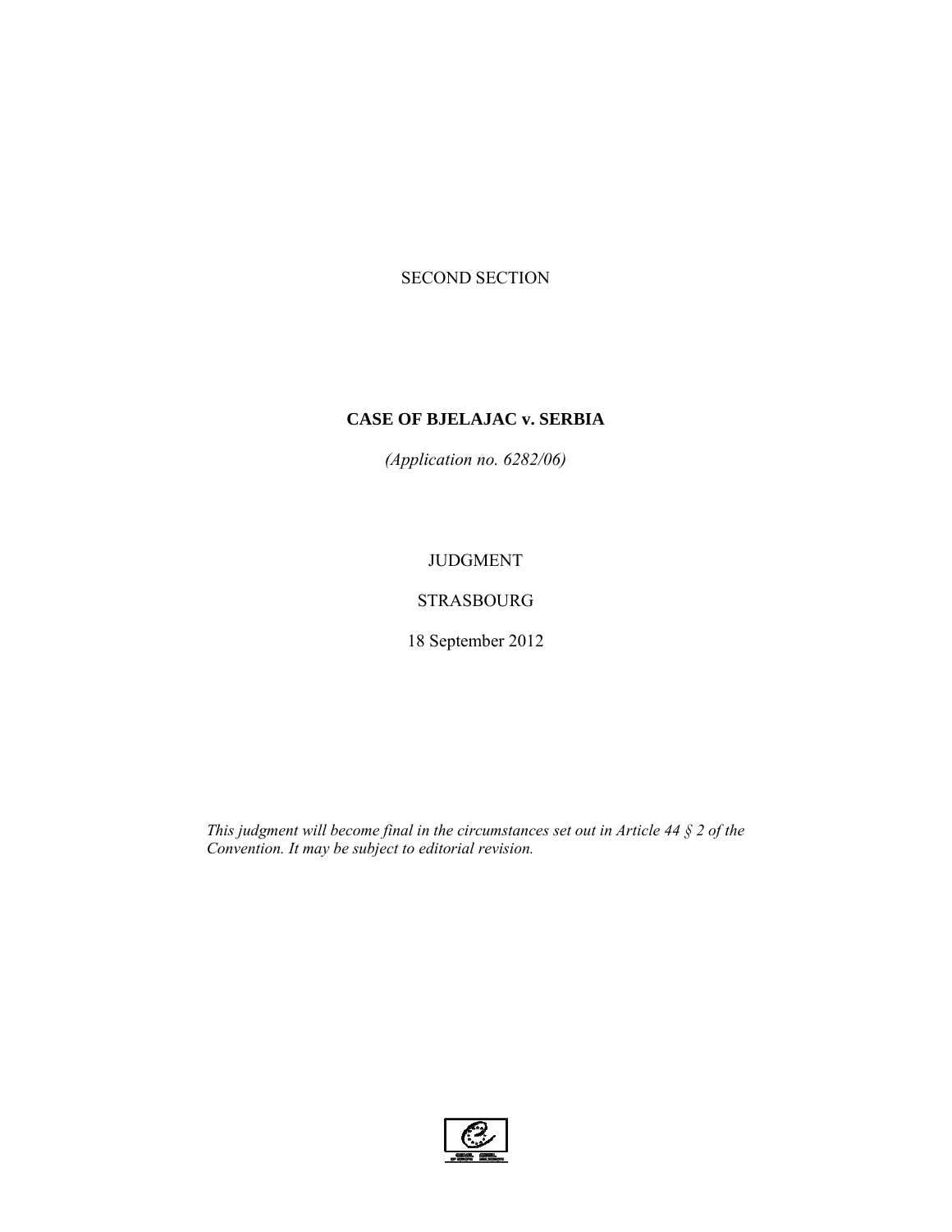SECOND SECTION

# CASE OF BJELAJAC v. SERBIA

*(Application no. 6282/06)*

JUDGMENT

STRASBOURG

18 September 2012

*This judgment will become final in the circumstances set out in Article 44 § 2 of the Convention. It may be subject to editorial revision.*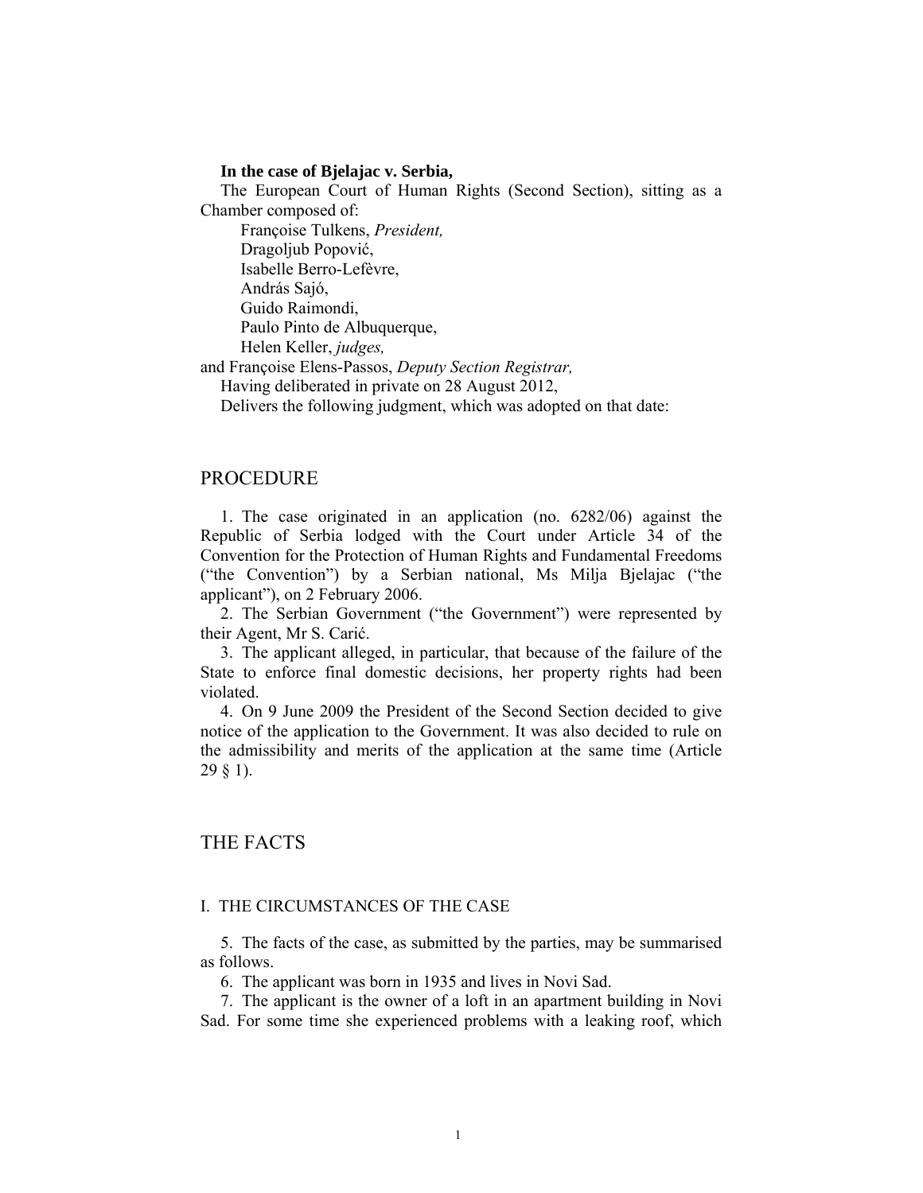**In the case of Bjelajac v. Serbia,**

The European Court of Human Rights (Second Section), sitting as a Chamber composed of:

Françoise Tulkens, *President,*
Dragoljub Popović,
Isabelle Berro-Lefèvre,
András Sajó,
Guido Raimondi,
Paulo Pinto de Albuquerque,
Helen Keller, *judges,*
and Françoise Elens-Passos, *Deputy Section Registrar,*

Having deliberated in private on 28 August 2012,

Delivers the following judgment, which was adopted on that date:

# PROCEDURE

1. The case originated in an application (no. 6282/06) against the Republic of Serbia lodged with the Court under Article 34 of the Convention for the Protection of Human Rights and Fundamental Freedoms ("the Convention") by a Serbian national, Ms Milja Bjelajac ("the applicant"), on 2 February 2006.

2. The Serbian Government ("the Government") were represented by their Agent, Mr S. Carić.

3. The applicant alleged, in particular, that because of the failure of the State to enforce final domestic decisions, her property rights had been violated.

4. On 9 June 2009 the President of the Second Section decided to give notice of the application to the Government. It was also decided to rule on the admissibility and merits of the application at the same time (Article 29 § 1).

# THE FACTS

## I. THE CIRCUMSTANCES OF THE CASE

5. The facts of the case, as submitted by the parties, may be summarised as follows.

6. The applicant was born in 1935 and lives in Novi Sad.

7. The applicant is the owner of a loft in an apartment building in Novi Sad. For some time she experienced problems with a leaking roof, which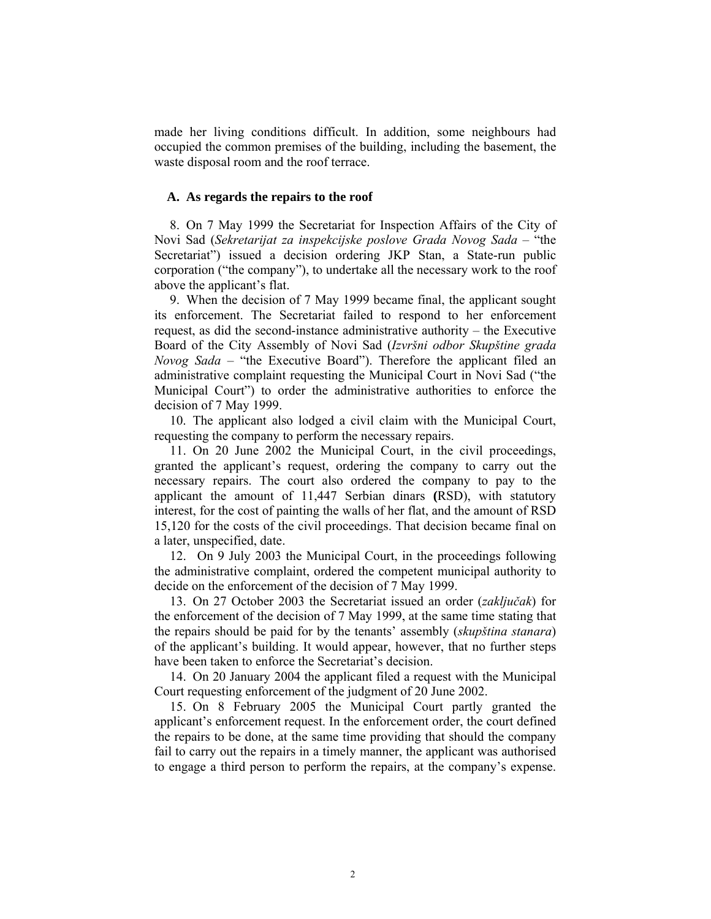made her living conditions difficult. In addition, some neighbours had occupied the common premises of the building, including the basement, the waste disposal room and the roof terrace.

### A. As regards the repairs to the roof

8. On 7 May 1999 the Secretariat for Inspection Affairs of the City of Novi Sad (*Sekretarijat za inspekcijske poslove Grada Novog Sada* – "the Secretariat") issued a decision ordering JKP Stan, a State-run public corporation ("the company"), to undertake all the necessary work to the roof above the applicant's flat.

9. When the decision of 7 May 1999 became final, the applicant sought its enforcement. The Secretariat failed to respond to her enforcement request, as did the second-instance administrative authority – the Executive Board of the City Assembly of Novi Sad (*Izvršni odbor Skupštine grada Novog Sada* – "the Executive Board"). Therefore the applicant filed an administrative complaint requesting the Municipal Court in Novi Sad ("the Municipal Court") to order the administrative authorities to enforce the decision of 7 May 1999.

10. The applicant also lodged a civil claim with the Municipal Court, requesting the company to perform the necessary repairs.

11. On 20 June 2002 the Municipal Court, in the civil proceedings, granted the applicant's request, ordering the company to carry out the necessary repairs. The court also ordered the company to pay to the applicant the amount of 11,447 Serbian dinars **(**RSD), with statutory interest, for the cost of painting the walls of her flat, and the amount of RSD 15,120 for the costs of the civil proceedings. That decision became final on a later, unspecified, date.

12. On 9 July 2003 the Municipal Court, in the proceedings following the administrative complaint, ordered the competent municipal authority to decide on the enforcement of the decision of 7 May 1999.

13. On 27 October 2003 the Secretariat issued an order (*zaključak*) for the enforcement of the decision of 7 May 1999, at the same time stating that the repairs should be paid for by the tenants' assembly (*skupština stanara*) of the applicant's building. It would appear, however, that no further steps have been taken to enforce the Secretariat's decision.

14. On 20 January 2004 the applicant filed a request with the Municipal Court requesting enforcement of the judgment of 20 June 2002.

15. On 8 February 2005 the Municipal Court partly granted the applicant's enforcement request. In the enforcement order, the court defined the repairs to be done, at the same time providing that should the company fail to carry out the repairs in a timely manner, the applicant was authorised to engage a third person to perform the repairs, at the company's expense.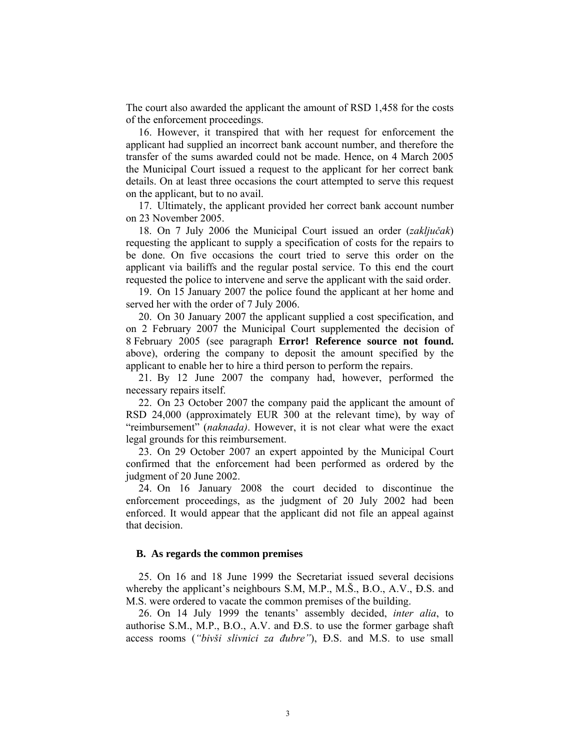The court also awarded the applicant the amount of RSD 1,458 for the costs of the enforcement proceedings.

16. However, it transpired that with her request for enforcement the applicant had supplied an incorrect bank account number, and therefore the transfer of the sums awarded could not be made. Hence, on 4 March 2005 the Municipal Court issued a request to the applicant for her correct bank details. On at least three occasions the court attempted to serve this request on the applicant, but to no avail.

17. Ultimately, the applicant provided her correct bank account number on 23 November 2005.

18. On 7 July 2006 the Municipal Court issued an order (*zaključak*) requesting the applicant to supply a specification of costs for the repairs to be done. On five occasions the court tried to serve this order on the applicant via bailiffs and the regular postal service. To this end the court requested the police to intervene and serve the applicant with the said order.

19. On 15 January 2007 the police found the applicant at her home and served her with the order of 7 July 2006.

20. On 30 January 2007 the applicant supplied a cost specification, and on 2 February 2007 the Municipal Court supplemented the decision of 8 February 2005 (see paragraph **Error! Reference source not found.** above), ordering the company to deposit the amount specified by the applicant to enable her to hire a third person to perform the repairs.

21. By 12 June 2007 the company had, however, performed the necessary repairs itself.

22. On 23 October 2007 the company paid the applicant the amount of RSD 24,000 (approximately EUR 300 at the relevant time), by way of "reimbursement" (*naknada)*. However, it is not clear what were the exact legal grounds for this reimbursement.

23. On 29 October 2007 an expert appointed by the Municipal Court confirmed that the enforcement had been performed as ordered by the judgment of 20 June 2002.

24. On 16 January 2008 the court decided to discontinue the enforcement proceedings, as the judgment of 20 July 2002 had been enforced. It would appear that the applicant did not file an appeal against that decision.

### B. As regards the common premises

25. On 16 and 18 June 1999 the Secretariat issued several decisions whereby the applicant's neighbours S.M, M.P., M.Š., B.O., A.V., Đ.S. and M.S. were ordered to vacate the common premises of the building.

26. On 14 July 1999 the tenants' assembly decided, *inter alia*, to authorise S.M., M.P., B.O., A.V. and Đ.S. to use the former garbage shaft access rooms (*"bivši slivnici za đubre"*), Đ.S. and M.S. to use small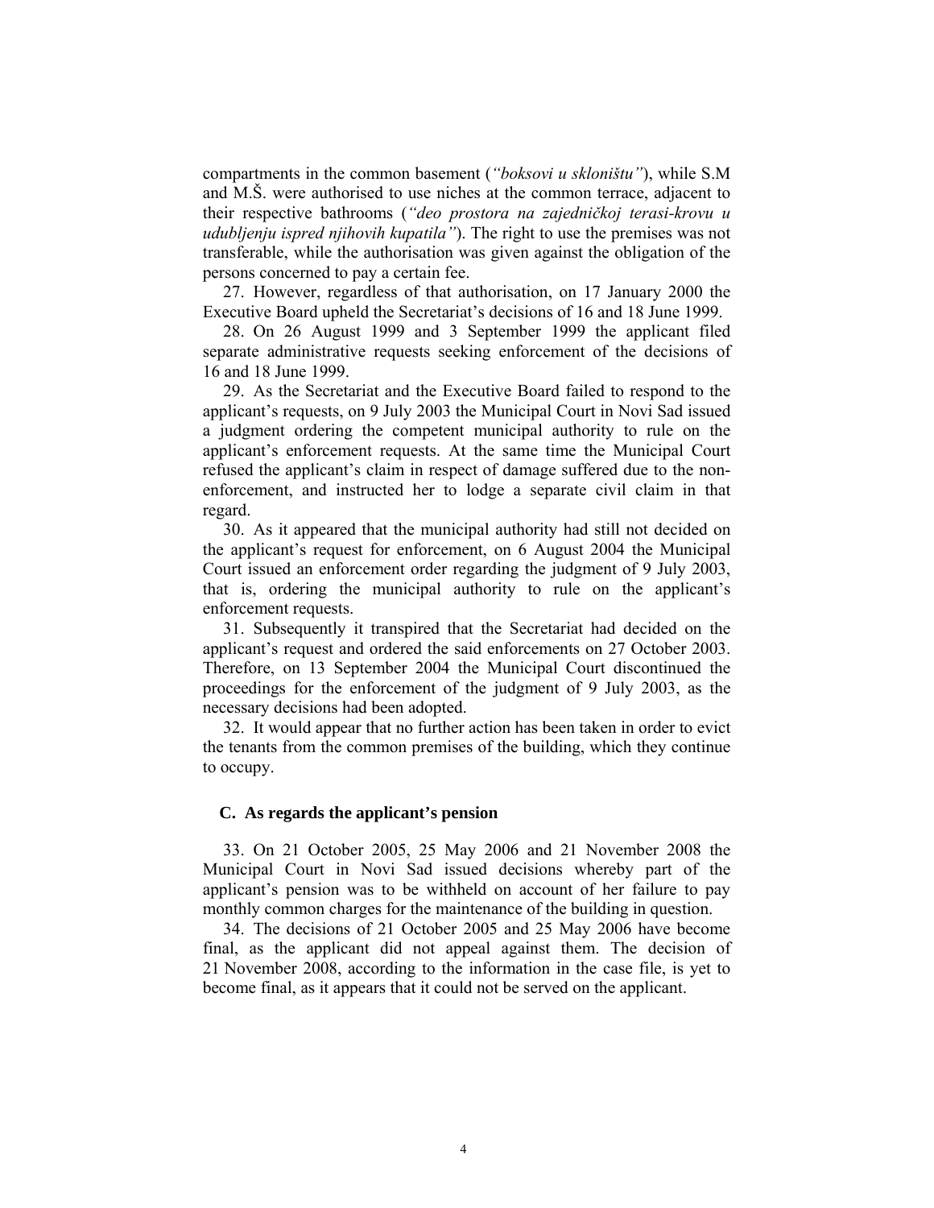compartments in the common basement (*"boksovi u skloništu"*), while S.M and M.Š. were authorised to use niches at the common terrace, adjacent to their respective bathrooms (*"deo prostora na zajedničkoj terasi-krovu u udubljenju ispred njihovih kupatila"*). The right to use the premises was not transferable, while the authorisation was given against the obligation of the persons concerned to pay a certain fee.

27. However, regardless of that authorisation, on 17 January 2000 the Executive Board upheld the Secretariat's decisions of 16 and 18 June 1999.

28. On 26 August 1999 and 3 September 1999 the applicant filed separate administrative requests seeking enforcement of the decisions of 16 and 18 June 1999.

29. As the Secretariat and the Executive Board failed to respond to the applicant's requests, on 9 July 2003 the Municipal Court in Novi Sad issued a judgment ordering the competent municipal authority to rule on the applicant's enforcement requests. At the same time the Municipal Court refused the applicant's claim in respect of damage suffered due to the non-enforcement, and instructed her to lodge a separate civil claim in that regard.

30. As it appeared that the municipal authority had still not decided on the applicant's request for enforcement, on 6 August 2004 the Municipal Court issued an enforcement order regarding the judgment of 9 July 2003, that is, ordering the municipal authority to rule on the applicant's enforcement requests.

31. Subsequently it transpired that the Secretariat had decided on the applicant's request and ordered the said enforcements on 27 October 2003. Therefore, on 13 September 2004 the Municipal Court discontinued the proceedings for the enforcement of the judgment of 9 July 2003, as the necessary decisions had been adopted.

32. It would appear that no further action has been taken in order to evict the tenants from the common premises of the building, which they continue to occupy.

### C. As regards the applicant's pension

33. On 21 October 2005, 25 May 2006 and 21 November 2008 the Municipal Court in Novi Sad issued decisions whereby part of the applicant's pension was to be withheld on account of her failure to pay monthly common charges for the maintenance of the building in question.

34. The decisions of 21 October 2005 and 25 May 2006 have become final, as the applicant did not appeal against them. The decision of 21 November 2008, according to the information in the case file, is yet to become final, as it appears that it could not be served on the applicant.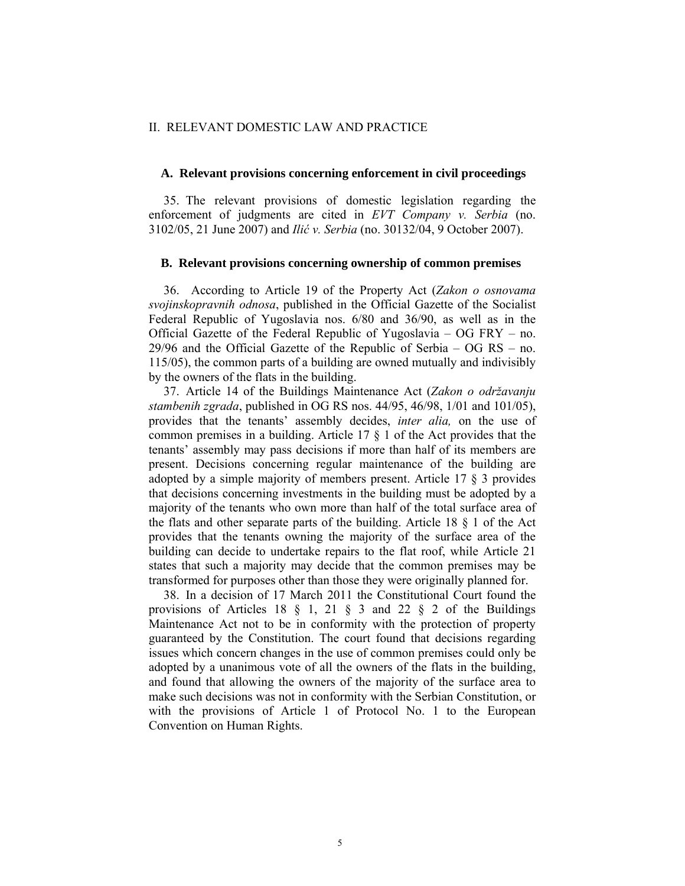## II. RELEVANT DOMESTIC LAW AND PRACTICE

### A. Relevant provisions concerning enforcement in civil proceedings

35. The relevant provisions of domestic legislation regarding the enforcement of judgments are cited in *EVT Company v. Serbia* (no. 3102/05, 21 June 2007) and *Ilić v. Serbia* (no. 30132/04, 9 October 2007).

### B. Relevant provisions concerning ownership of common premises

36. According to Article 19 of the Property Act (*Zakon o osnovama svojinskopravnih odnosa*, published in the Official Gazette of the Socialist Federal Republic of Yugoslavia nos. 6/80 and 36/90, as well as in the Official Gazette of the Federal Republic of Yugoslavia – OG FRY – no. 29/96 and the Official Gazette of the Republic of Serbia – OG RS – no. 115/05), the common parts of a building are owned mutually and indivisibly by the owners of the flats in the building.

37. Article 14 of the Buildings Maintenance Act (*Zakon o održavanju stambenih zgrada*, published in OG RS nos. 44/95, 46/98, 1/01 and 101/05), provides that the tenants' assembly decides, *inter alia,* on the use of common premises in a building. Article 17 § 1 of the Act provides that the tenants' assembly may pass decisions if more than half of its members are present. Decisions concerning regular maintenance of the building are adopted by a simple majority of members present. Article 17 § 3 provides that decisions concerning investments in the building must be adopted by a majority of the tenants who own more than half of the total surface area of the flats and other separate parts of the building. Article 18 § 1 of the Act provides that the tenants owning the majority of the surface area of the building can decide to undertake repairs to the flat roof, while Article 21 states that such a majority may decide that the common premises may be transformed for purposes other than those they were originally planned for.

38. In a decision of 17 March 2011 the Constitutional Court found the provisions of Articles 18 § 1, 21 § 3 and 22 § 2 of the Buildings Maintenance Act not to be in conformity with the protection of property guaranteed by the Constitution. The court found that decisions regarding issues which concern changes in the use of common premises could only be adopted by a unanimous vote of all the owners of the flats in the building, and found that allowing the owners of the majority of the surface area to make such decisions was not in conformity with the Serbian Constitution, or with the provisions of Article 1 of Protocol No. 1 to the European Convention on Human Rights.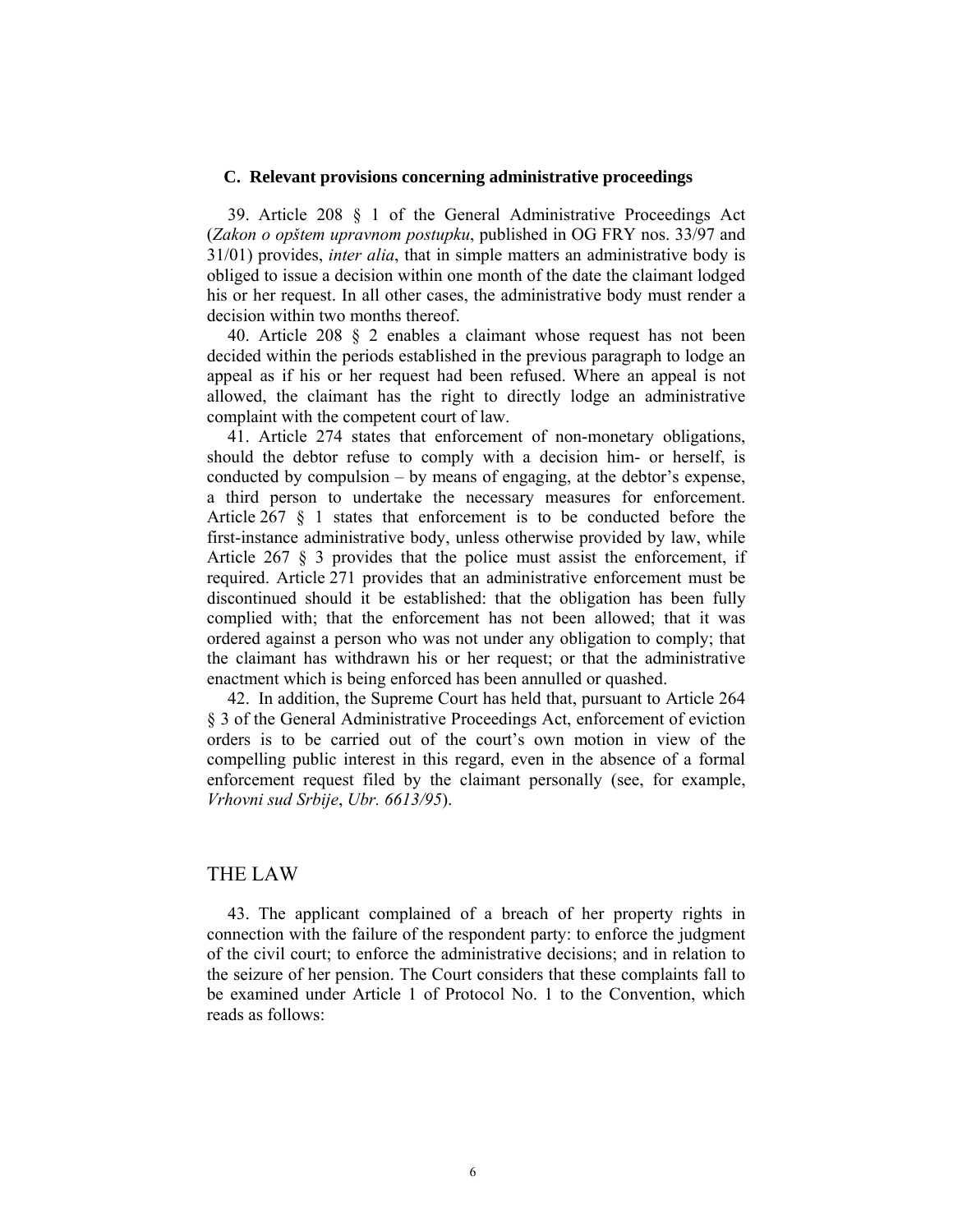### C. Relevant provisions concerning administrative proceedings

39. Article 208 § 1 of the General Administrative Proceedings Act (*Zakon o opštem upravnom postupku*, published in OG FRY nos. 33/97 and 31/01) provides, *inter alia*, that in simple matters an administrative body is obliged to issue a decision within one month of the date the claimant lodged his or her request. In all other cases, the administrative body must render a decision within two months thereof.

40. Article 208 § 2 enables a claimant whose request has not been decided within the periods established in the previous paragraph to lodge an appeal as if his or her request had been refused. Where an appeal is not allowed, the claimant has the right to directly lodge an administrative complaint with the competent court of law.

41. Article 274 states that enforcement of non-monetary obligations, should the debtor refuse to comply with a decision him- or herself, is conducted by compulsion – by means of engaging, at the debtor's expense, a third person to undertake the necessary measures for enforcement. Article 267 § 1 states that enforcement is to be conducted before the first-instance administrative body, unless otherwise provided by law, while Article 267 § 3 provides that the police must assist the enforcement, if required. Article 271 provides that an administrative enforcement must be discontinued should it be established: that the obligation has been fully complied with; that the enforcement has not been allowed; that it was ordered against a person who was not under any obligation to comply; that the claimant has withdrawn his or her request; or that the administrative enactment which is being enforced has been annulled or quashed.

42. In addition, the Supreme Court has held that, pursuant to Article 264 § 3 of the General Administrative Proceedings Act, enforcement of eviction orders is to be carried out of the court's own motion in view of the compelling public interest in this regard, even in the absence of a formal enforcement request filed by the claimant personally (see, for example, *Vrhovni sud Srbije*, *Ubr. 6613/95*).

## THE LAW

43. The applicant complained of a breach of her property rights in connection with the failure of the respondent party: to enforce the judgment of the civil court; to enforce the administrative decisions; and in relation to the seizure of her pension. The Court considers that these complaints fall to be examined under Article 1 of Protocol No. 1 to the Convention, which reads as follows: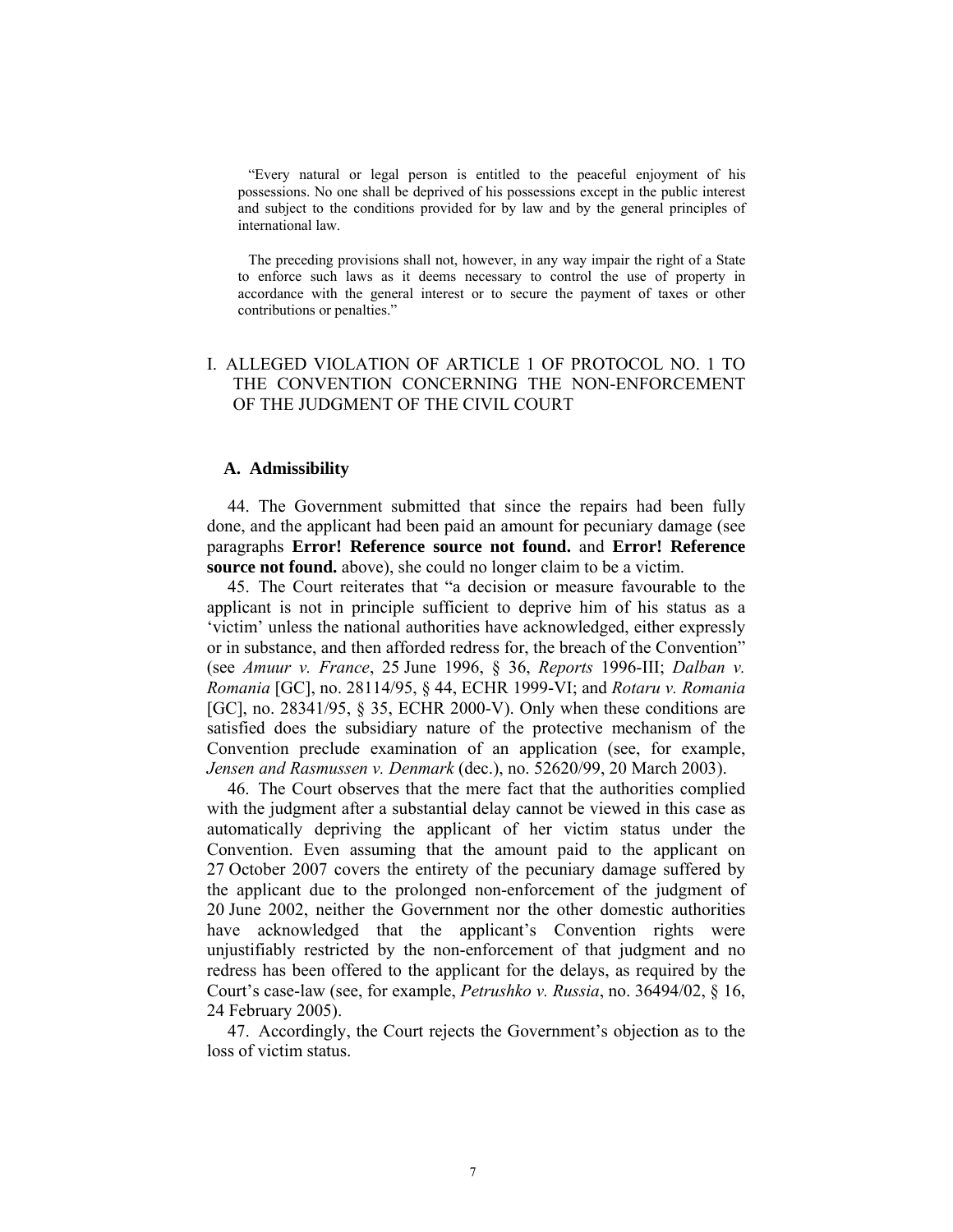"Every natural or legal person is entitled to the peaceful enjoyment of his possessions. No one shall be deprived of his possessions except in the public interest and subject to the conditions provided for by law and by the general principles of international law.

The preceding provisions shall not, however, in any way impair the right of a State to enforce such laws as it deems necessary to control the use of property in accordance with the general interest or to secure the payment of taxes or other contributions or penalties."

## I. ALLEGED VIOLATION OF ARTICLE 1 OF PROTOCOL NO. 1 TO THE CONVENTION CONCERNING THE NON-ENFORCEMENT OF THE JUDGMENT OF THE CIVIL COURT

### A. Admissibility

44. The Government submitted that since the repairs had been fully done, and the applicant had been paid an amount for pecuniary damage (see paragraphs **Error! Reference source not found.** and **Error! Reference source not found.** above), she could no longer claim to be a victim.

45. The Court reiterates that "a decision or measure favourable to the applicant is not in principle sufficient to deprive him of his status as a 'victim' unless the national authorities have acknowledged, either expressly or in substance, and then afforded redress for, the breach of the Convention" (see *Amuur v. France*, 25 June 1996, § 36, *Reports* 1996-III; *Dalban v. Romania* [GC], no. 28114/95, § 44, ECHR 1999-VI; and *Rotaru v. Romania* [GC], no. 28341/95, § 35, ECHR 2000-V). Only when these conditions are satisfied does the subsidiary nature of the protective mechanism of the Convention preclude examination of an application (see, for example, *Jensen and Rasmussen v. Denmark* (dec.), no. 52620/99, 20 March 2003).

46. The Court observes that the mere fact that the authorities complied with the judgment after a substantial delay cannot be viewed in this case as automatically depriving the applicant of her victim status under the Convention. Even assuming that the amount paid to the applicant on 27 October 2007 covers the entirety of the pecuniary damage suffered by the applicant due to the prolonged non-enforcement of the judgment of 20 June 2002, neither the Government nor the other domestic authorities have acknowledged that the applicant's Convention rights were unjustifiably restricted by the non-enforcement of that judgment and no redress has been offered to the applicant for the delays, as required by the Court's case-law (see, for example, *Petrushko v. Russia*, no. 36494/02, § 16, 24 February 2005).

47. Accordingly, the Court rejects the Government's objection as to the loss of victim status.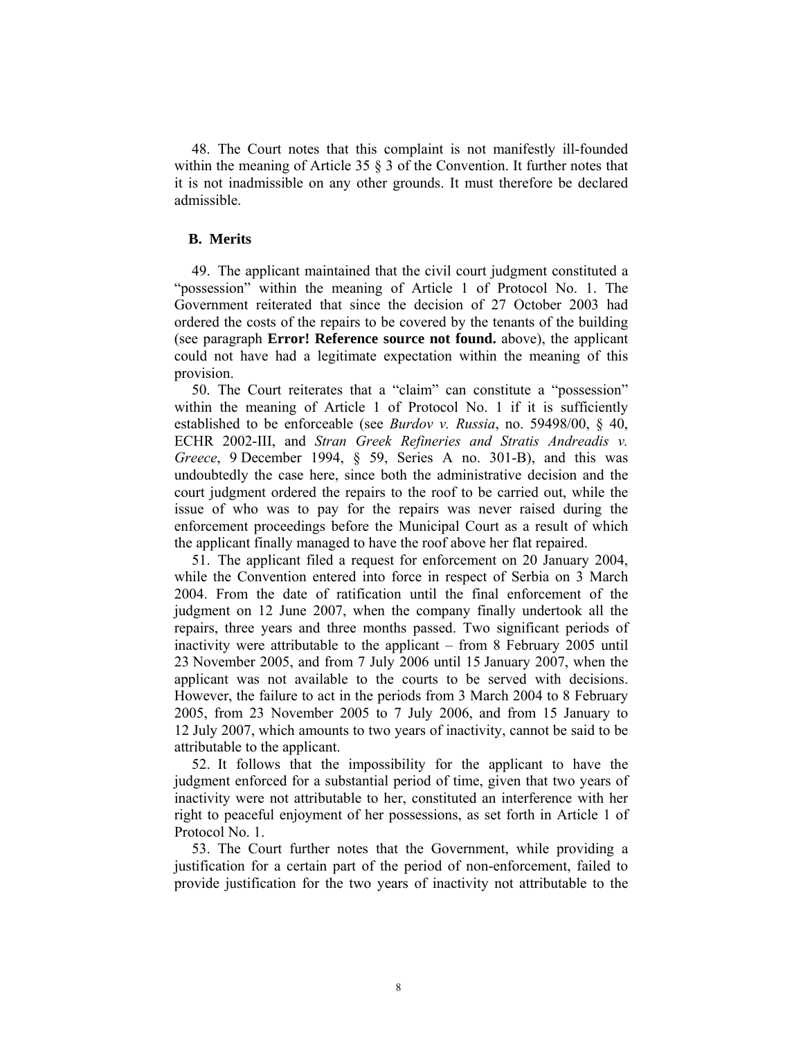48. The Court notes that this complaint is not manifestly ill-founded within the meaning of Article 35 § 3 of the Convention. It further notes that it is not inadmissible on any other grounds. It must therefore be declared admissible.

## B. Merits

49. The applicant maintained that the civil court judgment constituted a "possession" within the meaning of Article 1 of Protocol No. 1. The Government reiterated that since the decision of 27 October 2003 had ordered the costs of the repairs to be covered by the tenants of the building (see paragraph **Error! Reference source not found.** above), the applicant could not have had a legitimate expectation within the meaning of this provision.

50. The Court reiterates that a "claim" can constitute a "possession" within the meaning of Article 1 of Protocol No. 1 if it is sufficiently established to be enforceable (see *Burdov v. Russia*, no. 59498/00, § 40, ECHR 2002-III, and *Stran Greek Refineries and Stratis Andreadis v. Greece*, 9 December 1994, § 59, Series A no. 301-B), and this was undoubtedly the case here, since both the administrative decision and the court judgment ordered the repairs to the roof to be carried out, while the issue of who was to pay for the repairs was never raised during the enforcement proceedings before the Municipal Court as a result of which the applicant finally managed to have the roof above her flat repaired.

51. The applicant filed a request for enforcement on 20 January 2004, while the Convention entered into force in respect of Serbia on 3 March 2004. From the date of ratification until the final enforcement of the judgment on 12 June 2007, when the company finally undertook all the repairs, three years and three months passed. Two significant periods of inactivity were attributable to the applicant – from 8 February 2005 until 23 November 2005, and from 7 July 2006 until 15 January 2007, when the applicant was not available to the courts to be served with decisions. However, the failure to act in the periods from 3 March 2004 to 8 February 2005, from 23 November 2005 to 7 July 2006, and from 15 January to 12 July 2007, which amounts to two years of inactivity, cannot be said to be attributable to the applicant.

52. It follows that the impossibility for the applicant to have the judgment enforced for a substantial period of time, given that two years of inactivity were not attributable to her, constituted an interference with her right to peaceful enjoyment of her possessions, as set forth in Article 1 of Protocol No. 1.

53. The Court further notes that the Government, while providing a justification for a certain part of the period of non-enforcement, failed to provide justification for the two years of inactivity not attributable to the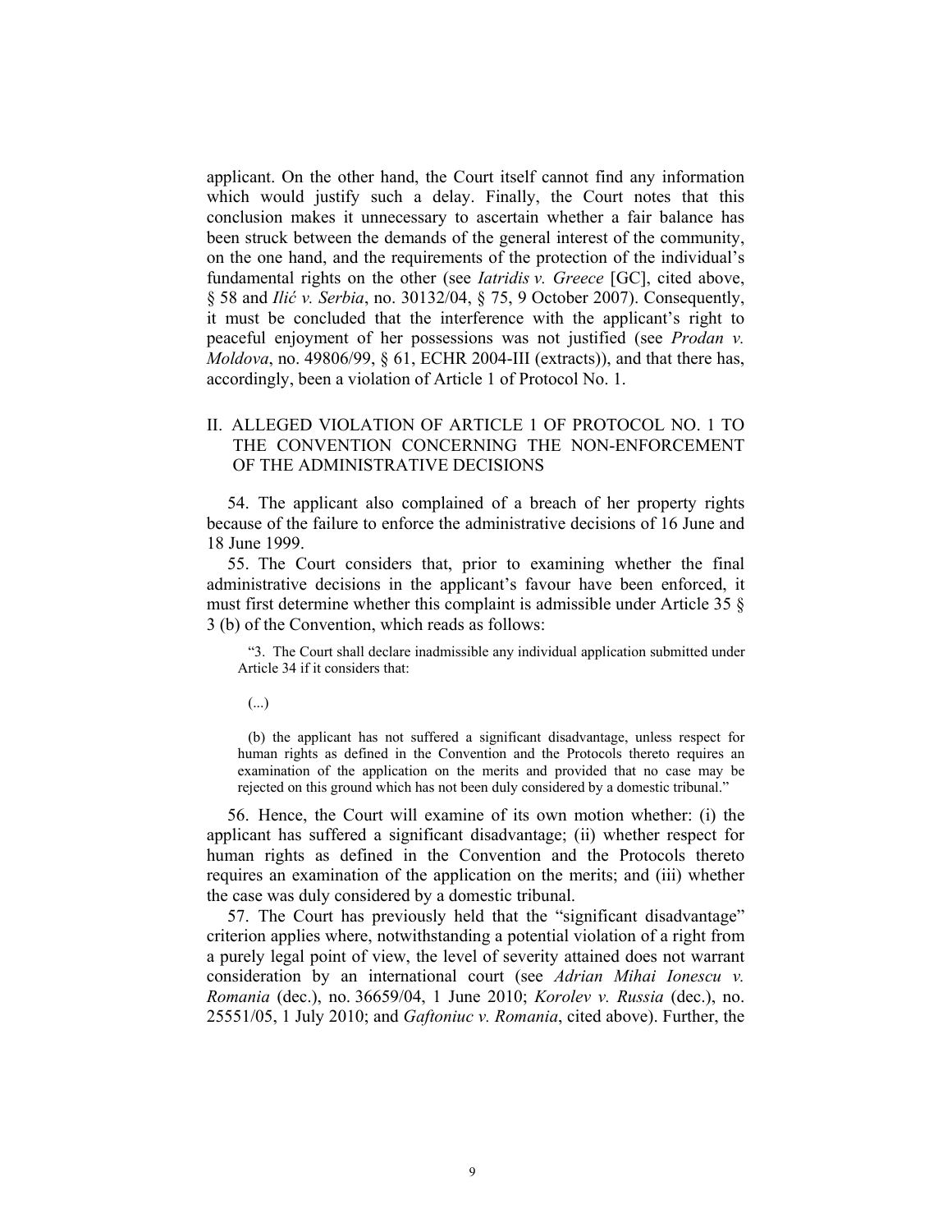applicant. On the other hand, the Court itself cannot find any information which would justify such a delay. Finally, the Court notes that this conclusion makes it unnecessary to ascertain whether a fair balance has been struck between the demands of the general interest of the community, on the one hand, and the requirements of the protection of the individual's fundamental rights on the other (see *Iatridis v. Greece* [GC], cited above, § 58 and *Ilić v. Serbia*, no. 30132/04, § 75, 9 October 2007). Consequently, it must be concluded that the interference with the applicant's right to peaceful enjoyment of her possessions was not justified (see *Prodan v. Moldova*, no. 49806/99, § 61, ECHR 2004-III (extracts)), and that there has, accordingly, been a violation of Article 1 of Protocol No. 1.

## II. ALLEGED VIOLATION OF ARTICLE 1 OF PROTOCOL NO. 1 TO THE CONVENTION CONCERNING THE NON-ENFORCEMENT OF THE ADMINISTRATIVE DECISIONS

54. The applicant also complained of a breach of her property rights because of the failure to enforce the administrative decisions of 16 June and 18 June 1999.

55. The Court considers that, prior to examining whether the final administrative decisions in the applicant's favour have been enforced, it must first determine whether this complaint is admissible under Article 35 § 3 (b) of the Convention, which reads as follows:

> "3. The Court shall declare inadmissible any individual application submitted under Article 34 if it considers that:
>
> (...)
>
> (b) the applicant has not suffered a significant disadvantage, unless respect for human rights as defined in the Convention and the Protocols thereto requires an examination of the application on the merits and provided that no case may be rejected on this ground which has not been duly considered by a domestic tribunal."

56. Hence, the Court will examine of its own motion whether: (i) the applicant has suffered a significant disadvantage; (ii) whether respect for human rights as defined in the Convention and the Protocols thereto requires an examination of the application on the merits; and (iii) whether the case was duly considered by a domestic tribunal.

57. The Court has previously held that the "significant disadvantage" criterion applies where, notwithstanding a potential violation of a right from a purely legal point of view, the level of severity attained does not warrant consideration by an international court (see *Adrian Mihai Ionescu v. Romania* (dec.), no. 36659/04, 1 June 2010; *Korolev v. Russia* (dec.), no. 25551/05, 1 July 2010; and *Gaftoniuc v. Romania*, cited above). Further, the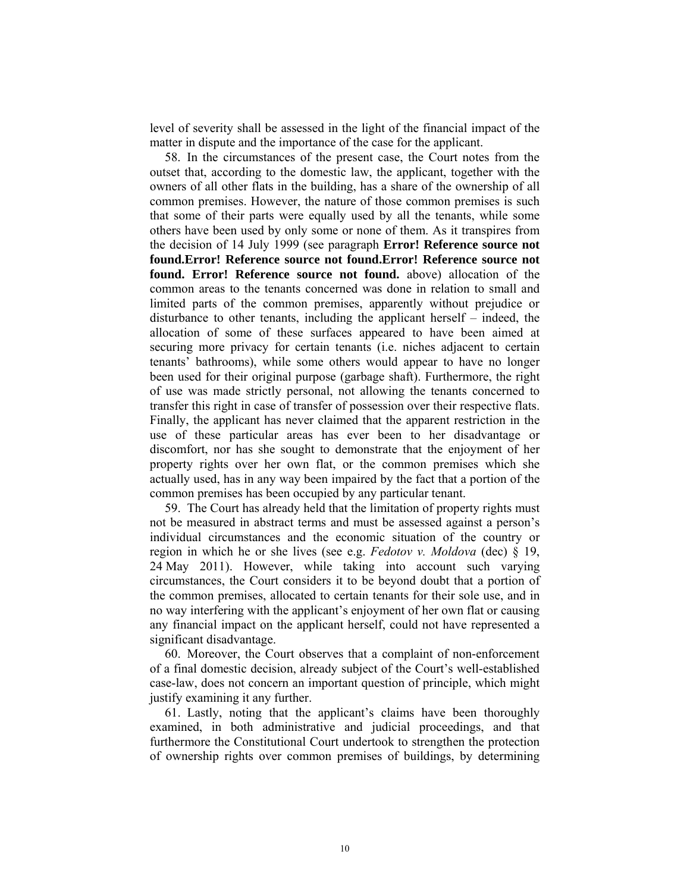level of severity shall be assessed in the light of the financial impact of the matter in dispute and the importance of the case for the applicant.

58. In the circumstances of the present case, the Court notes from the outset that, according to the domestic law, the applicant, together with the owners of all other flats in the building, has a share of the ownership of all common premises. However, the nature of those common premises is such that some of their parts were equally used by all the tenants, while some others have been used by only some or none of them. As it transpires from the decision of 14 July 1999 (see paragraph **Error! Reference source not found.Error! Reference source not found.Error! Reference source not found. Error! Reference source not found.** above) allocation of the common areas to the tenants concerned was done in relation to small and limited parts of the common premises, apparently without prejudice or disturbance to other tenants, including the applicant herself – indeed, the allocation of some of these surfaces appeared to have been aimed at securing more privacy for certain tenants (i.e. niches adjacent to certain tenants' bathrooms), while some others would appear to have no longer been used for their original purpose (garbage shaft). Furthermore, the right of use was made strictly personal, not allowing the tenants concerned to transfer this right in case of transfer of possession over their respective flats. Finally, the applicant has never claimed that the apparent restriction in the use of these particular areas has ever been to her disadvantage or discomfort, nor has she sought to demonstrate that the enjoyment of her property rights over her own flat, or the common premises which she actually used, has in any way been impaired by the fact that a portion of the common premises has been occupied by any particular tenant.

59. The Court has already held that the limitation of property rights must not be measured in abstract terms and must be assessed against a person's individual circumstances and the economic situation of the country or region in which he or she lives (see e.g. *Fedotov v. Moldova* (dec) § 19, 24 May 2011). However, while taking into account such varying circumstances, the Court considers it to be beyond doubt that a portion of the common premises, allocated to certain tenants for their sole use, and in no way interfering with the applicant's enjoyment of her own flat or causing any financial impact on the applicant herself, could not have represented a significant disadvantage.

60. Moreover, the Court observes that a complaint of non-enforcement of a final domestic decision, already subject of the Court's well-established case-law, does not concern an important question of principle, which might justify examining it any further.

61. Lastly, noting that the applicant's claims have been thoroughly examined, in both administrative and judicial proceedings, and that furthermore the Constitutional Court undertook to strengthen the protection of ownership rights over common premises of buildings, by determining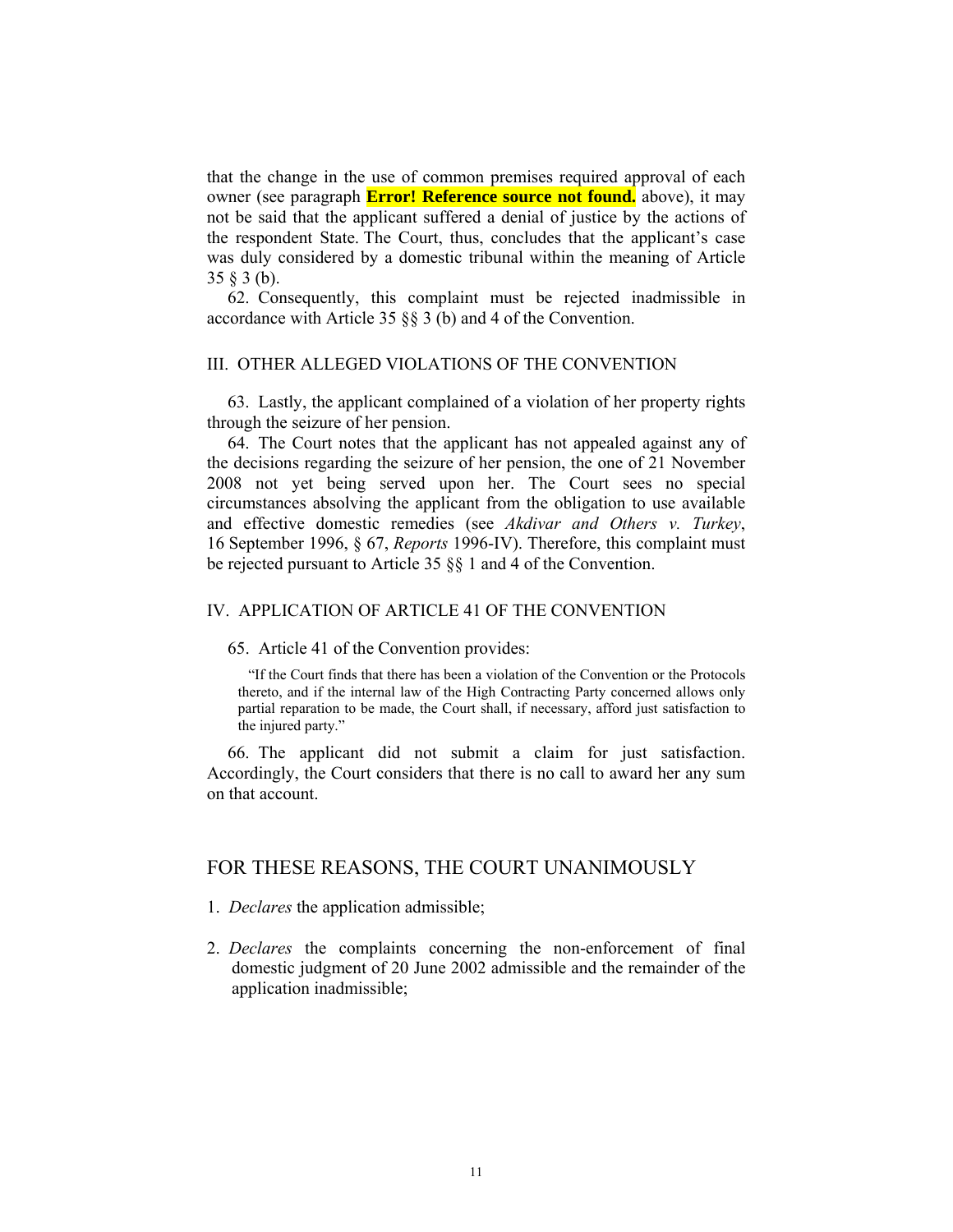that the change in the use of common premises required approval of each owner (see paragraph **Error! Reference source not found.** above), it may not be said that the applicant suffered a denial of justice by the actions of the respondent State. The Court, thus, concludes that the applicant's case was duly considered by a domestic tribunal within the meaning of Article 35 § 3 (b).

62. Consequently, this complaint must be rejected inadmissible in accordance with Article 35 §§ 3 (b) and 4 of the Convention.

## III. OTHER ALLEGED VIOLATIONS OF THE CONVENTION

63. Lastly, the applicant complained of a violation of her property rights through the seizure of her pension.

64. The Court notes that the applicant has not appealed against any of the decisions regarding the seizure of her pension, the one of 21 November 2008 not yet being served upon her. The Court sees no special circumstances absolving the applicant from the obligation to use available and effective domestic remedies (see *Akdivar and Others v. Turkey*, 16 September 1996, § 67, *Reports* 1996-IV). Therefore, this complaint must be rejected pursuant to Article 35 §§ 1 and 4 of the Convention.

## IV. APPLICATION OF ARTICLE 41 OF THE CONVENTION

65. Article 41 of the Convention provides:

> "If the Court finds that there has been a violation of the Convention or the Protocols thereto, and if the internal law of the High Contracting Party concerned allows only partial reparation to be made, the Court shall, if necessary, afford just satisfaction to the injured party."

66. The applicant did not submit a claim for just satisfaction. Accordingly, the Court considers that there is no call to award her any sum on that account.

## FOR THESE REASONS, THE COURT UNANIMOUSLY

1. *Declares* the application admissible;

2. *Declares* the complaints concerning the non-enforcement of final domestic judgment of 20 June 2002 admissible and the remainder of the application inadmissible;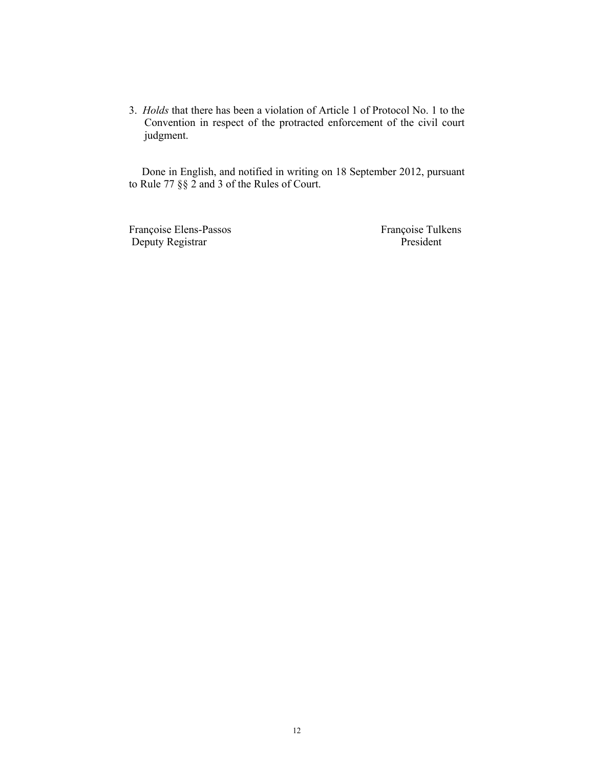3. *Holds* that there has been a violation of Article 1 of Protocol No. 1 to the Convention in respect of the protracted enforcement of the civil court judgment.

Done in English, and notified in writing on 18 September 2012, pursuant to Rule 77 §§ 2 and 3 of the Rules of Court.

Françoise Elens-Passos
Deputy Registrar

Françoise Tulkens
President